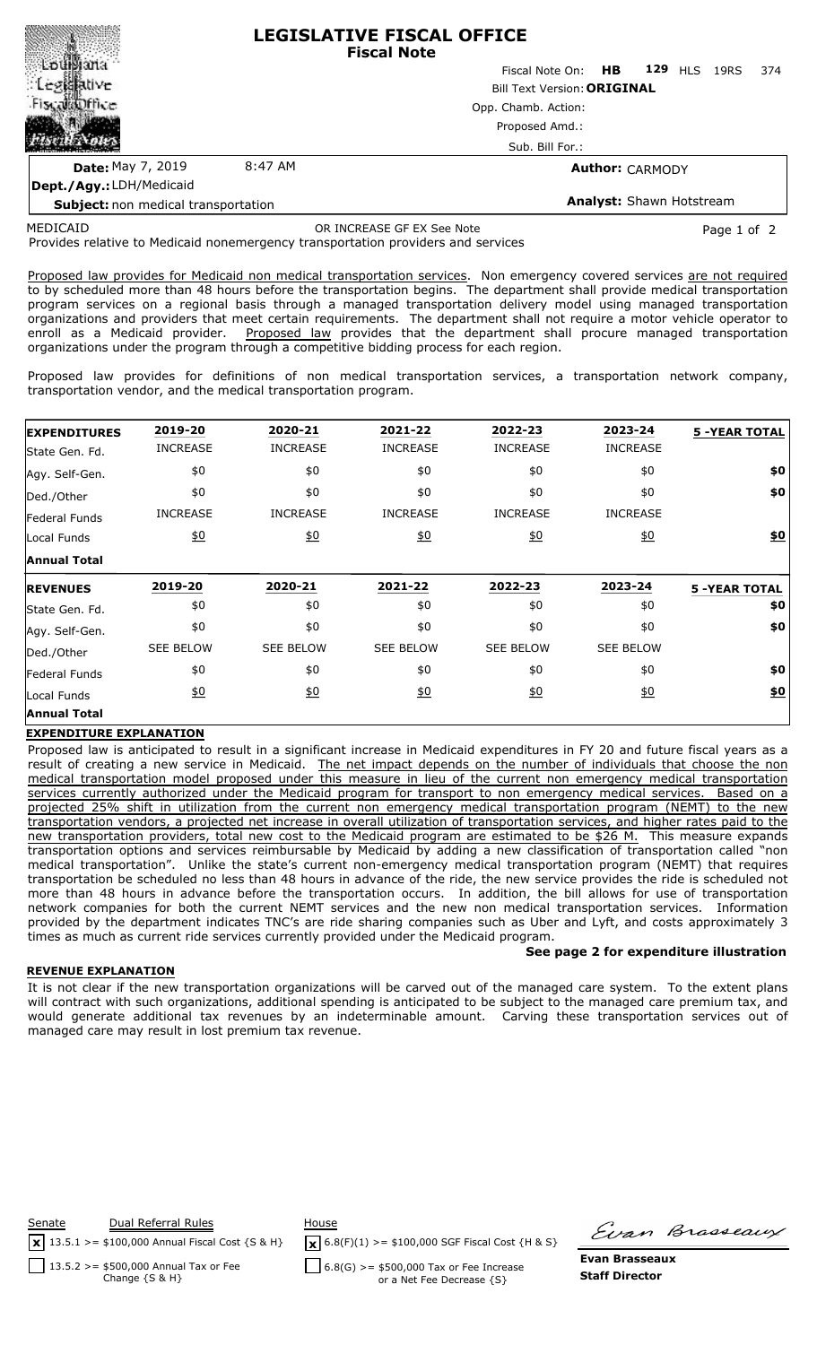# LEGISLATIVE FISCAL OFFICE
## Fiscal Note

Fiscal Note On: **HB 129** HLS 19RS 374

Bill Text Version: **ORIGINAL**

Opp. Chamb. Action:

Proposed Amd.:

Sub. Bill For.:

**Date:** May 7, 2019 8:47 AM

**Author:** CARMODY

**Dept./Agy.:** LDH/Medicaid

**Subject:** non medical transportation

**Analyst:** Shawn Hotstream

MEDICAID OR INCREASE GF EX See Note

Provides relative to Medicaid nonemergency transportation providers and services

Proposed law provides for Medicaid non medical transportation services. Non emergency covered services are not required to by scheduled more than 48 hours before the transportation begins. The department shall provide medical transportation program services on a regional basis through a managed transportation delivery model using managed transportation organizations and providers that meet certain requirements. The department shall not require a motor vehicle operator to enroll as a Medicaid provider. Proposed law provides that the department shall procure managed transportation organizations under the program through a competitive bidding process for each region.

Proposed law provides for definitions of non medical transportation services, a transportation network company, transportation vendor, and the medical transportation program.

| EXPENDITURES | 2019-20 | 2020-21 | 2021-22 | 2022-23 | 2023-24 | 5 -YEAR TOTAL |
|---|---|---|---|---|---|---|
| State Gen. Fd. | INCREASE | INCREASE | INCREASE | INCREASE | INCREASE | |
| Agy. Self-Gen. | $0 | $0 | $0 | $0 | $0 | $0 |
| Ded./Other | $0 | $0 | $0 | $0 | $0 | $0 |
| Federal Funds | INCREASE | INCREASE | INCREASE | INCREASE | INCREASE | |
| Local Funds | $0 | $0 | $0 | $0 | $0 | $0 |
| **Annual Total** | | | | | | |
| **REVENUES** | **2019-20** | **2020-21** | **2021-22** | **2022-23** | **2023-24** | **5 -YEAR TOTAL** |
| State Gen. Fd. | $0 | $0 | $0 | $0 | $0 | $0 |
| Agy. Self-Gen. | $0 | $0 | $0 | $0 | $0 | $0 |
| Ded./Other | SEE BELOW | SEE BELOW | SEE BELOW | SEE BELOW | SEE BELOW | |
| Federal Funds | $0 | $0 | $0 | $0 | $0 | $0 |
| Local Funds | $0 | $0 | $0 | $0 | $0 | $0 |
| **Annual Total** | | | | | | |

**EXPENDITURE EXPLANATION**

Proposed law is anticipated to result in a significant increase in Medicaid expenditures in FY 20 and future fiscal years as a result of creating a new service in Medicaid. The net impact depends on the number of individuals that choose the non medical transportation model proposed under this measure in lieu of the current non emergency medical transportation services currently authorized under the Medicaid program for transport to non emergency medical services. Based on a projected 25% shift in utilization from the current non emergency medical transportation program (NEMT) to the new transportation vendors, a projected net increase in overall utilization of transportation services, and higher rates paid to the new transportation providers, total new cost to the Medicaid program are estimated to be $26 M. This measure expands transportation options and services reimbursable by Medicaid by adding a new classification of transportation called "non medical transportation". Unlike the state's current non-emergency medical transportation program (NEMT) that requires transportation be scheduled no less than 48 hours in advance of the ride, the new service provides the ride is scheduled not more than 48 hours in advance before the transportation occurs. In addition, the bill allows for use of transportation network companies for both the current NEMT services and the new non medical transportation services. Information provided by the department indicates TNC's are ride sharing companies such as Uber and Lyft, and costs approximately 3 times as much as current ride services currently provided under the Medicaid program.

**See page 2 for expenditure illustration**

**REVENUE EXPLANATION**

It is not clear if the new transportation organizations will be carved out of the managed care system. To the extent plans will contract with such organizations, additional spending is anticipated to be subject to the managed care premium tax, and would generate additional tax revenues by an indeterminable amount. Carving these transportation services out of managed care may result in lost premium tax revenue.

| Senate | Dual Referral Rules | House |
|---|---|---|
| [x] 13.5.1 >= $100,000 Annual Fiscal Cost {S & H} | | [x] 6.8(F)(1) >= $100,000 SGF Fiscal Cost {H & S} |
| [ ] 13.5.2 >= $500,000 Annual Tax or Fee Change {S & H} | | [ ] 6.8(G) >= $500,000 Tax or Fee Increase or a Net Fee Decrease {S} |

**Evan Brasseaux**
**Staff Director**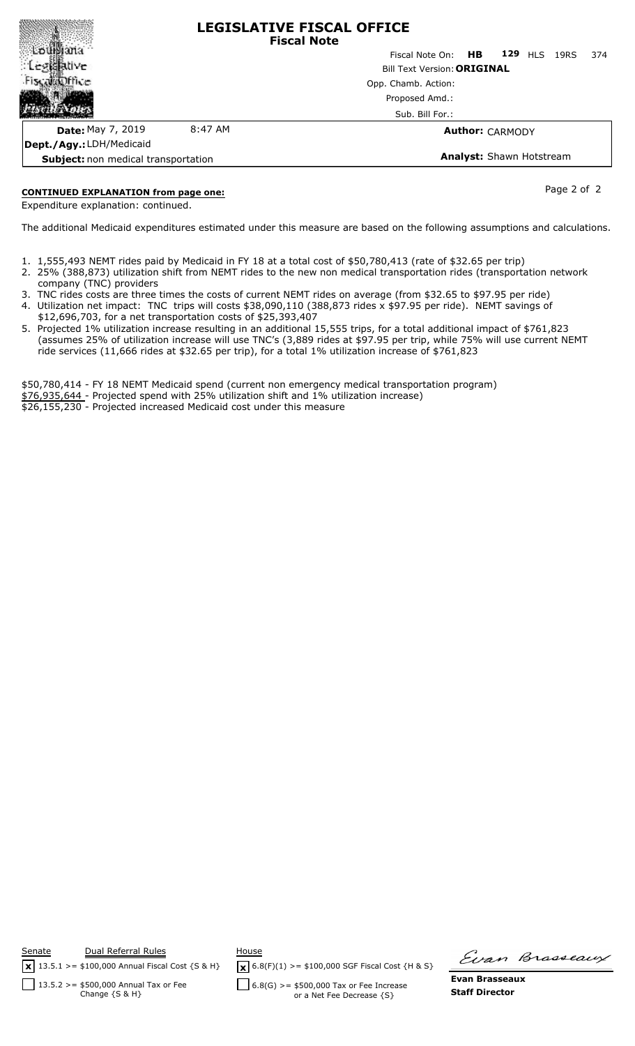# LEGISLATIVE FISCAL OFFICE
## Fiscal Note

Fiscal Note On: **HB 129** HLS 19RS 374

Bill Text Version: **ORIGINAL**

Opp. Chamb. Action:

Proposed Amd.:

Sub. Bill For.:

**Date:** May 7, 2019 8:47 AM

**Author:** CARMODY

**Dept./Agy.:** LDH/Medicaid

**Subject:** non medical transportation

**Analyst:** Shawn Hotstream

**CONTINUED EXPLANATION from page one:**

Expenditure explanation: continued.

The additional Medicaid expenditures estimated under this measure are based on the following assumptions and calculations.

1. 1,555,493 NEMT rides paid by Medicaid in FY 18 at a total cost of $50,780,413 (rate of $32.65 per trip)
2. 25% (388,873) utilization shift from NEMT rides to the new non medical transportation rides (transportation network company (TNC) providers
3. TNC rides costs are three times the costs of current NEMT rides on average (from $32.65 to $97.95 per ride)
4. Utilization net impact: TNC trips will costs $38,090,110 (388,873 rides x $97.95 per ride). NEMT savings of $12,696,703, for a net transportation costs of $25,393,407
5. Projected 1% utilization increase resulting in an additional 15,555 trips, for a total additional impact of $761,823 (assumes 25% of utilization increase will use TNC's (3,889 rides at $97.95 per trip, while 75% will use current NEMT ride services (11,666 rides at $32.65 per trip), for a total 1% utilization increase of $761,823

$50,780,414 - FY 18 NEMT Medicaid spend (current non emergency medical transportation program)
<u>$76,935,644</u> - Projected spend with 25% utilization shift and 1% utilization increase)
$26,155,230 - Projected increased Medicaid cost under this measure

| Senate | Dual Referral Rules | House |
|---|---|---|
| [x] 13.5.1 >= $100,000 Annual Fiscal Cost {S & H} | | [x] 6.8(F)(1) >= $100,000 SGF Fiscal Cost {H & S} |
| [ ] 13.5.2 >= $500,000 Annual Tax or Fee Change {S & H} | | [ ] 6.8(G) >= $500,000 Tax or Fee Increase or a Net Fee Decrease {S} |

Evan Brasseaux

**Evan Brasseaux**
**Staff Director**